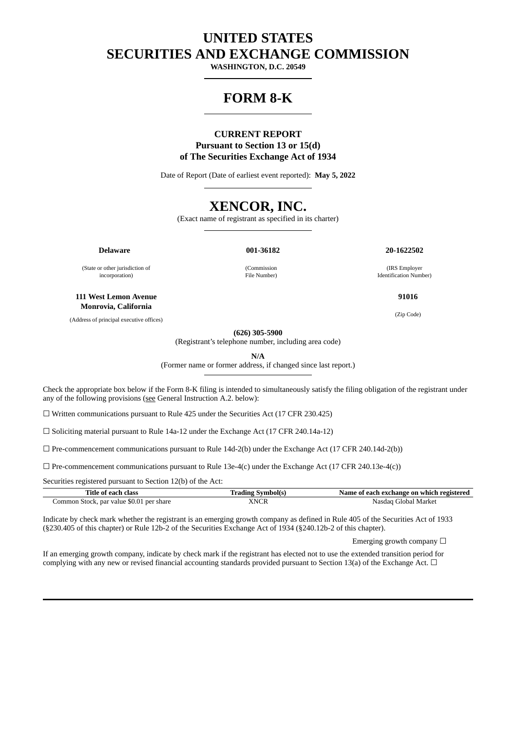# UNITED STATES
# SECURITIES AND EXCHANGE COMMISSION

**WASHINGTON, D.C. 20549**

# FORM 8-K

**CURRENT REPORT**
**Pursuant to Section 13 or 15(d)**
**of The Securities Exchange Act of 1934**

Date of Report (Date of earliest event reported): **May 5, 2022**

# XENCOR, INC.

(Exact name of registrant as specified in its charter)

| **Delaware** | **001-36182** | **20-1622502** |
|---|---|---|
| (State or other jurisdiction of incorporation) | (Commission File Number) | (IRS Employer Identification Number) |

| **111 West Lemon Avenue Monrovia, California** | **91016** |
|---|---|
| (Address of principal executive offices) | (Zip Code) |

**(626) 305-5900**
(Registrant's telephone number, including area code)

**N/A**
(Former name or former address, if changed since last report.)

Check the appropriate box below if the Form 8-K filing is intended to simultaneously satisfy the filing obligation of the registrant under any of the following provisions (see General Instruction A.2. below):

☐ Written communications pursuant to Rule 425 under the Securities Act (17 CFR 230.425)

☐ Soliciting material pursuant to Rule 14a-12 under the Exchange Act (17 CFR 240.14a-12)

☐ Pre-commencement communications pursuant to Rule 14d-2(b) under the Exchange Act (17 CFR 240.14d-2(b))

☐ Pre-commencement communications pursuant to Rule 13e-4(c) under the Exchange Act (17 CFR 240.13e-4(c))

Securities registered pursuant to Section 12(b) of the Act:

| Title of each class | Trading Symbol(s) | Name of each exchange on which registered |
|---|---|---|
| Common Stock, par value $0.01 per share | XNCR | Nasdaq Global Market |

Indicate by check mark whether the registrant is an emerging growth company as defined in Rule 405 of the Securities Act of 1933 (§230.405 of this chapter) or Rule 12b-2 of the Securities Exchange Act of 1934 (§240.12b-2 of this chapter).

Emerging growth company ☐

If an emerging growth company, indicate by check mark if the registrant has elected not to use the extended transition period for complying with any new or revised financial accounting standards provided pursuant to Section 13(a) of the Exchange Act. ☐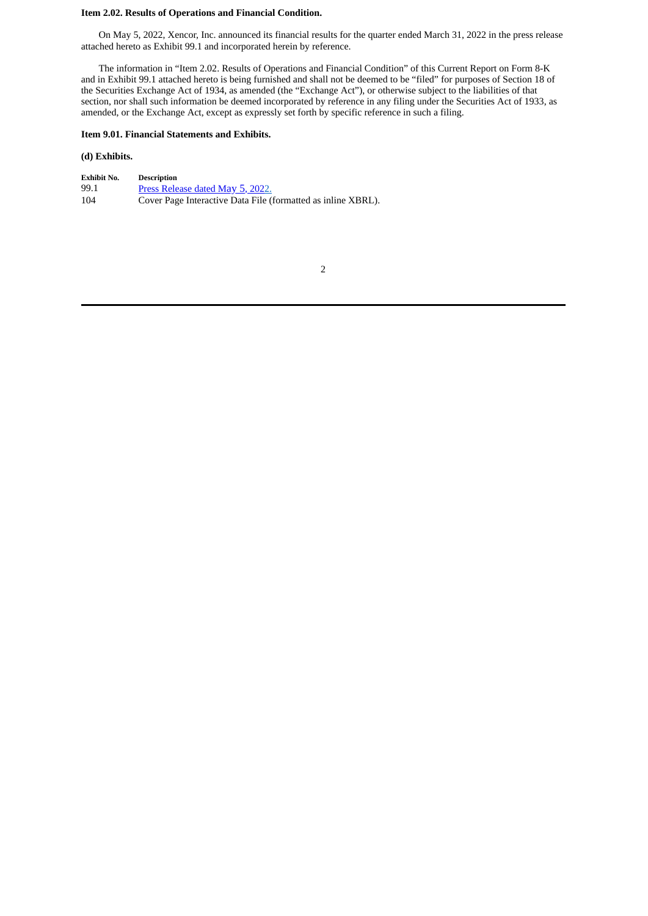**Item 2.02. Results of Operations and Financial Condition.**

On May 5, 2022, Xencor, Inc. announced its financial results for the quarter ended March 31, 2022 in the press release attached hereto as Exhibit 99.1 and incorporated herein by reference.

The information in "Item 2.02. Results of Operations and Financial Condition" of this Current Report on Form 8-K and in Exhibit 99.1 attached hereto is being furnished and shall not be deemed to be "filed" for purposes of Section 18 of the Securities Exchange Act of 1934, as amended (the "Exchange Act"), or otherwise subject to the liabilities of that section, nor shall such information be deemed incorporated by reference in any filing under the Securities Act of 1933, as amended, or the Exchange Act, except as expressly set forth by specific reference in such a filing.

**Item 9.01. Financial Statements and Exhibits.**

**(d) Exhibits.**

| Exhibit No. | Description |
|---|---|
| 99.1 | Press Release dated May 5, 2022. |
| 104 | Cover Page Interactive Data File (formatted as inline XBRL). |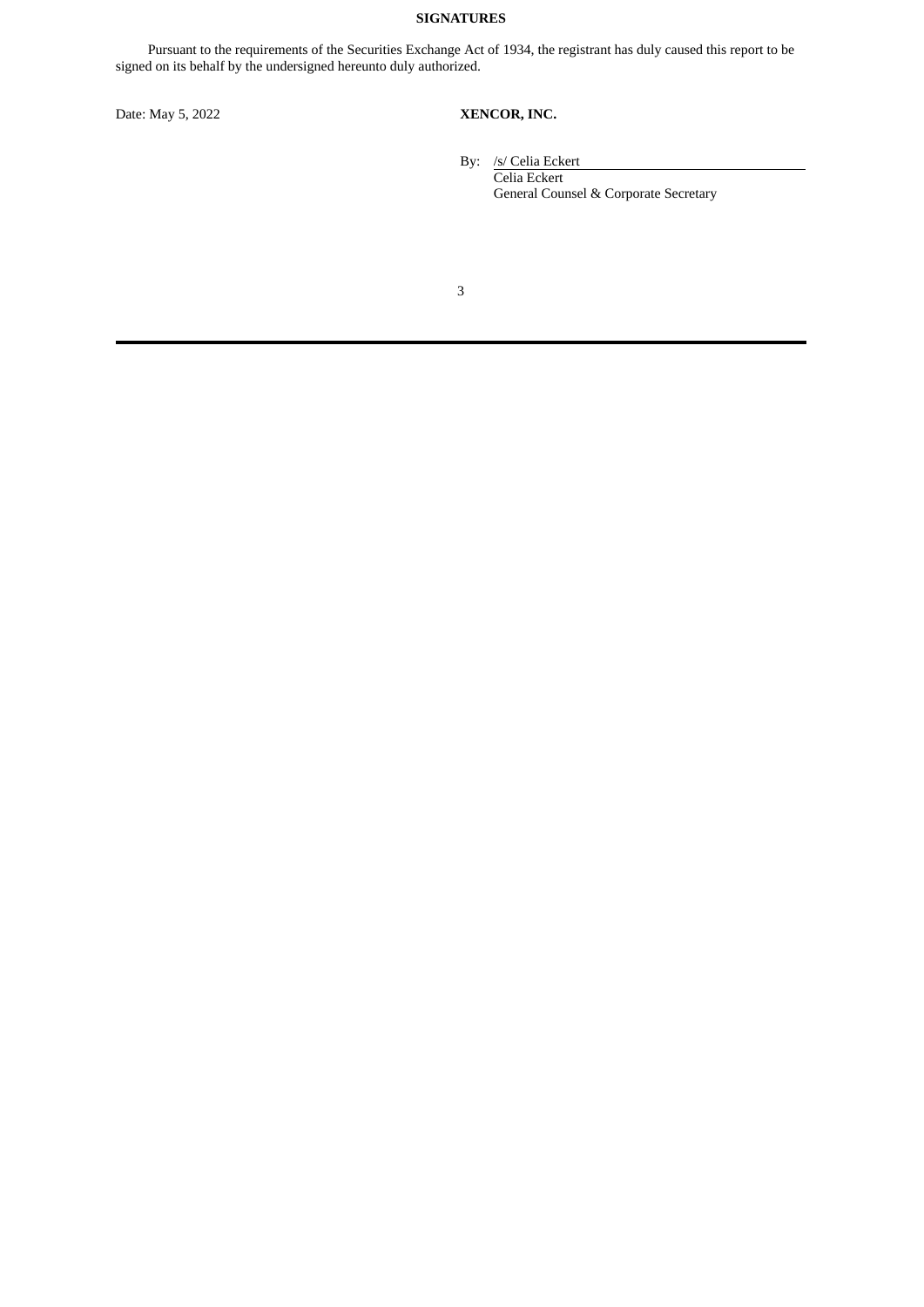## SIGNATURES

Pursuant to the requirements of the Securities Exchange Act of 1934, the registrant has duly caused this report to be signed on its behalf by the undersigned hereunto duly authorized.

Date: May 5, 2022

**XENCOR, INC.**

By: /s/ Celia Eckert
Celia Eckert
General Counsel & Corporate Secretary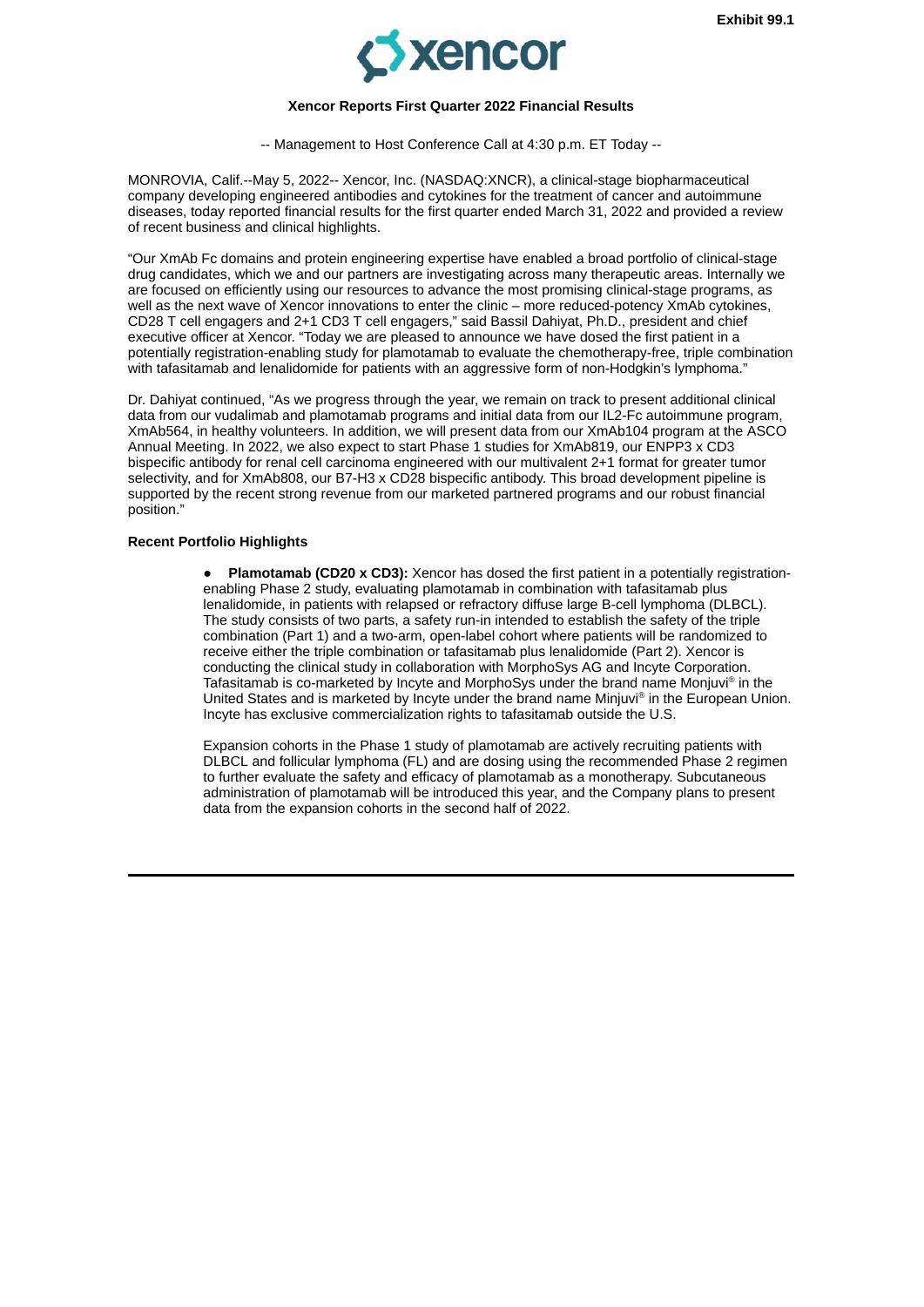Exhibit 99.1

**Xencor Reports First Quarter 2022 Financial Results**

-- Management to Host Conference Call at 4:30 p.m. ET Today --

MONROVIA, Calif.--May 5, 2022-- Xencor, Inc. (NASDAQ:XNCR), a clinical-stage biopharmaceutical company developing engineered antibodies and cytokines for the treatment of cancer and autoimmune diseases, today reported financial results for the first quarter ended March 31, 2022 and provided a review of recent business and clinical highlights.

"Our XmAb Fc domains and protein engineering expertise have enabled a broad portfolio of clinical-stage drug candidates, which we and our partners are investigating across many therapeutic areas. Internally we are focused on efficiently using our resources to advance the most promising clinical-stage programs, as well as the next wave of Xencor innovations to enter the clinic – more reduced-potency XmAb cytokines, CD28 T cell engagers and 2+1 CD3 T cell engagers," said Bassil Dahiyat, Ph.D., president and chief executive officer at Xencor. "Today we are pleased to announce we have dosed the first patient in a potentially registration-enabling study for plamotamab to evaluate the chemotherapy-free, triple combination with tafasitamab and lenalidomide for patients with an aggressive form of non-Hodgkin's lymphoma."

Dr. Dahiyat continued, "As we progress through the year, we remain on track to present additional clinical data from our vudalimab and plamotamab programs and initial data from our IL2-Fc autoimmune program, XmAb564, in healthy volunteers. In addition, we will present data from our XmAb104 program at the ASCO Annual Meeting. In 2022, we also expect to start Phase 1 studies for XmAb819, our ENPP3 x CD3 bispecific antibody for renal cell carcinoma engineered with our multivalent 2+1 format for greater tumor selectivity, and for XmAb808, our B7-H3 x CD28 bispecific antibody. This broad development pipeline is supported by the recent strong revenue from our marketed partnered programs and our robust financial position."

**Recent Portfolio Highlights**

- **Plamotamab (CD20 x CD3):** Xencor has dosed the first patient in a potentially registration-enabling Phase 2 study, evaluating plamotamab in combination with tafasitamab plus lenalidomide, in patients with relapsed or refractory diffuse large B-cell lymphoma (DLBCL). The study consists of two parts, a safety run-in intended to establish the safety of the triple combination (Part 1) and a two-arm, open-label cohort where patients will be randomized to receive either the triple combination or tafasitamab plus lenalidomide (Part 2). Xencor is conducting the clinical study in collaboration with MorphoSys AG and Incyte Corporation. Tafasitamab is co-marketed by Incyte and MorphoSys under the brand name Monjuvi® in the United States and is marketed by Incyte under the brand name Minjuvi® in the European Union. Incyte has exclusive commercialization rights to tafasitamab outside the U.S.

  Expansion cohorts in the Phase 1 study of plamotamab are actively recruiting patients with DLBCL and follicular lymphoma (FL) and are dosing using the recommended Phase 2 regimen to further evaluate the safety and efficacy of plamotamab as a monotherapy. Subcutaneous administration of plamotamab will be introduced this year, and the Company plans to present data from the expansion cohorts in the second half of 2022.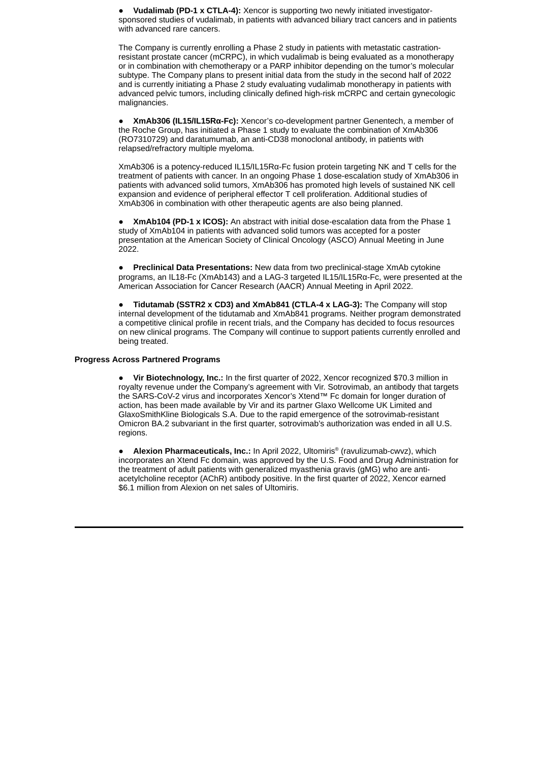- **Vudalimab (PD-1 x CTLA-4):** Xencor is supporting two newly initiated investigator-sponsored studies of vudalimab, in patients with advanced biliary tract cancers and in patients with advanced rare cancers.

  The Company is currently enrolling a Phase 2 study in patients with metastatic castration-resistant prostate cancer (mCRPC), in which vudalimab is being evaluated as a monotherapy or in combination with chemotherapy or a PARP inhibitor depending on the tumor's molecular subtype. The Company plans to present initial data from the study in the second half of 2022 and is currently initiating a Phase 2 study evaluating vudalimab monotherapy in patients with advanced pelvic tumors, including clinically defined high-risk mCRPC and certain gynecologic malignancies.

- **XmAb306 (IL15/IL15Rα-Fc):** Xencor's co-development partner Genentech, a member of the Roche Group, has initiated a Phase 1 study to evaluate the combination of XmAb306 (RO7310729) and daratumumab, an anti-CD38 monoclonal antibody, in patients with relapsed/refractory multiple myeloma.

  XmAb306 is a potency-reduced IL15/IL15Rα-Fc fusion protein targeting NK and T cells for the treatment of patients with cancer. In an ongoing Phase 1 dose-escalation study of XmAb306 in patients with advanced solid tumors, XmAb306 has promoted high levels of sustained NK cell expansion and evidence of peripheral effector T cell proliferation. Additional studies of XmAb306 in combination with other therapeutic agents are also being planned.

- **XmAb104 (PD-1 x ICOS):** An abstract with initial dose-escalation data from the Phase 1 study of XmAb104 in patients with advanced solid tumors was accepted for a poster presentation at the American Society of Clinical Oncology (ASCO) Annual Meeting in June 2022.

- **Preclinical Data Presentations:** New data from two preclinical-stage XmAb cytokine programs, an IL18-Fc (XmAb143) and a LAG-3 targeted IL15/IL15Rα-Fc, were presented at the American Association for Cancer Research (AACR) Annual Meeting in April 2022.

- **Tidutamab (SSTR2 x CD3) and XmAb841 (CTLA-4 x LAG-3):** The Company will stop internal development of the tidutamab and XmAb841 programs. Neither program demonstrated a competitive clinical profile in recent trials, and the Company has decided to focus resources on new clinical programs. The Company will continue to support patients currently enrolled and being treated.

**Progress Across Partnered Programs**

- **Vir Biotechnology, Inc.:** In the first quarter of 2022, Xencor recognized $70.3 million in royalty revenue under the Company's agreement with Vir. Sotrovimab, an antibody that targets the SARS-CoV-2 virus and incorporates Xencor's Xtend™ Fc domain for longer duration of action, has been made available by Vir and its partner Glaxo Wellcome UK Limited and GlaxoSmithKline Biologicals S.A. Due to the rapid emergence of the sotrovimab-resistant Omicron BA.2 subvariant in the first quarter, sotrovimab's authorization was ended in all U.S. regions.

- **Alexion Pharmaceuticals, Inc.:** In April 2022, Ultomiris® (ravulizumab-cwvz), which incorporates an Xtend Fc domain, was approved by the U.S. Food and Drug Administration for the treatment of adult patients with generalized myasthenia gravis (gMG) who are anti-acetylcholine receptor (AChR) antibody positive. In the first quarter of 2022, Xencor earned $6.1 million from Alexion on net sales of Ultomiris.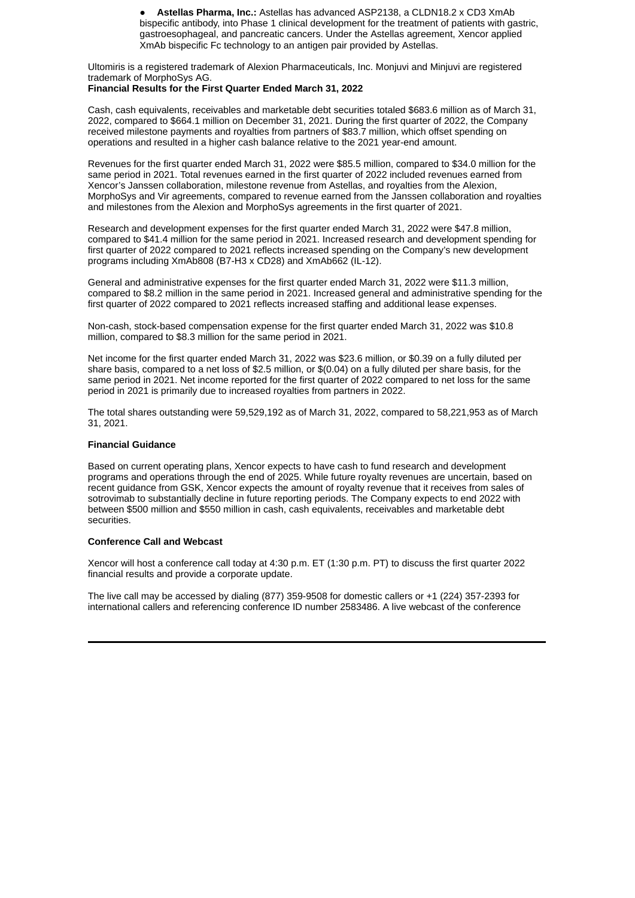- **Astellas Pharma, Inc.:** Astellas has advanced ASP2138, a CLDN18.2 x CD3 XmAb bispecific antibody, into Phase 1 clinical development for the treatment of patients with gastric, gastroesophageal, and pancreatic cancers. Under the Astellas agreement, Xencor applied XmAb bispecific Fc technology to an antigen pair provided by Astellas.

Ultomiris is a registered trademark of Alexion Pharmaceuticals, Inc. Monjuvi and Minjuvi are registered trademark of MorphoSys AG.

**Financial Results for the First Quarter Ended March 31, 2022**

Cash, cash equivalents, receivables and marketable debt securities totaled $683.6 million as of March 31, 2022, compared to $664.1 million on December 31, 2021. During the first quarter of 2022, the Company received milestone payments and royalties from partners of $83.7 million, which offset spending on operations and resulted in a higher cash balance relative to the 2021 year-end amount.

Revenues for the first quarter ended March 31, 2022 were $85.5 million, compared to $34.0 million for the same period in 2021. Total revenues earned in the first quarter of 2022 included revenues earned from Xencor's Janssen collaboration, milestone revenue from Astellas, and royalties from the Alexion, MorphoSys and Vir agreements, compared to revenue earned from the Janssen collaboration and royalties and milestones from the Alexion and MorphoSys agreements in the first quarter of 2021.

Research and development expenses for the first quarter ended March 31, 2022 were $47.8 million, compared to $41.4 million for the same period in 2021. Increased research and development spending for first quarter of 2022 compared to 2021 reflects increased spending on the Company's new development programs including XmAb808 (B7-H3 x CD28) and XmAb662 (IL-12).

General and administrative expenses for the first quarter ended March 31, 2022 were $11.3 million, compared to $8.2 million in the same period in 2021. Increased general and administrative spending for the first quarter of 2022 compared to 2021 reflects increased staffing and additional lease expenses.

Non-cash, stock-based compensation expense for the first quarter ended March 31, 2022 was $10.8 million, compared to $8.3 million for the same period in 2021.

Net income for the first quarter ended March 31, 2022 was $23.6 million, or $0.39 on a fully diluted per share basis, compared to a net loss of $2.5 million, or $(0.04) on a fully diluted per share basis, for the same period in 2021. Net income reported for the first quarter of 2022 compared to net loss for the same period in 2021 is primarily due to increased royalties from partners in 2022.

The total shares outstanding were 59,529,192 as of March 31, 2022, compared to 58,221,953 as of March 31, 2021.

**Financial Guidance**

Based on current operating plans, Xencor expects to have cash to fund research and development programs and operations through the end of 2025. While future royalty revenues are uncertain, based on recent guidance from GSK, Xencor expects the amount of royalty revenue that it receives from sales of sotrovimab to substantially decline in future reporting periods. The Company expects to end 2022 with between $500 million and $550 million in cash, cash equivalents, receivables and marketable debt securities.

**Conference Call and Webcast**

Xencor will host a conference call today at 4:30 p.m. ET (1:30 p.m. PT) to discuss the first quarter 2022 financial results and provide a corporate update.

The live call may be accessed by dialing (877) 359-9508 for domestic callers or +1 (224) 357-2393 for international callers and referencing conference ID number 2583486. A live webcast of the conference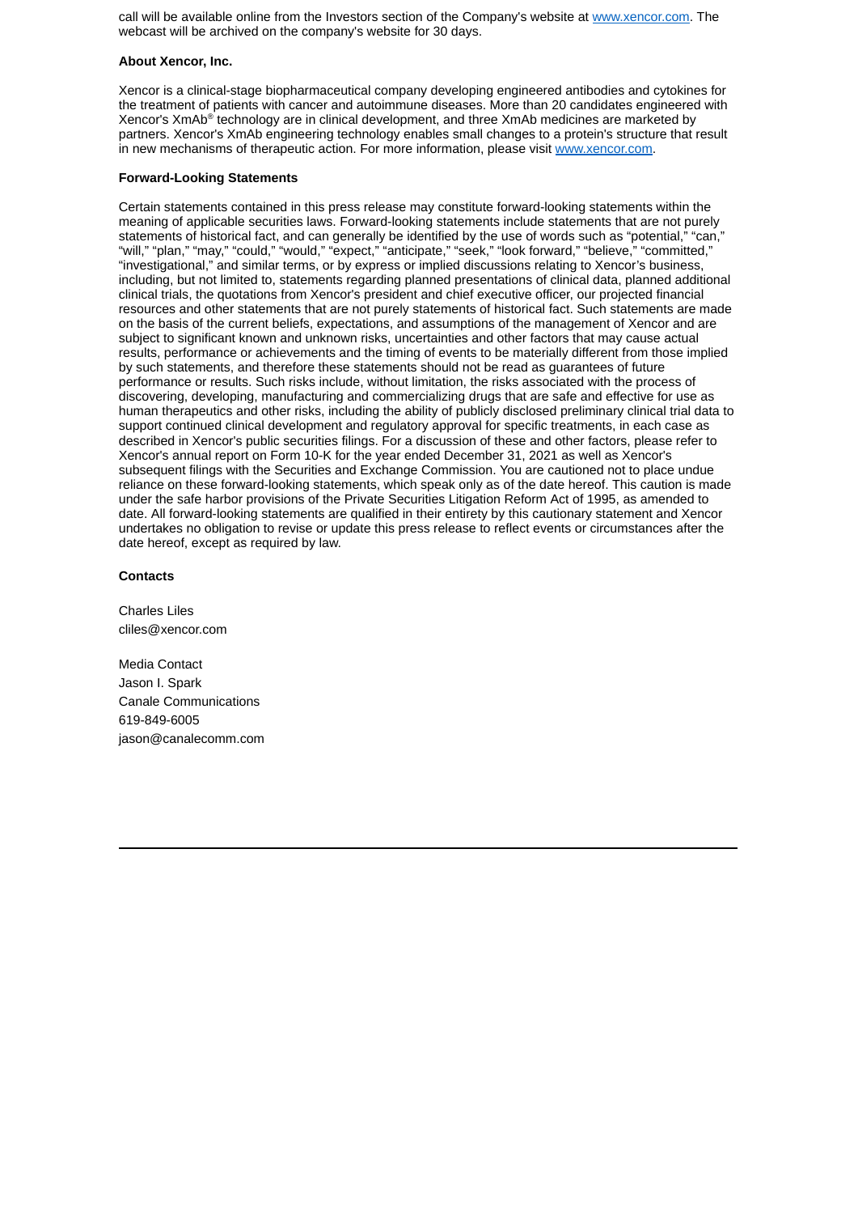call will be available online from the Investors section of the Company's website at [www.xencor.com](http://www.xencor.com). The webcast will be archived on the company's website for 30 days.

**About Xencor, Inc.**

Xencor is a clinical-stage biopharmaceutical company developing engineered antibodies and cytokines for the treatment of patients with cancer and autoimmune diseases. More than 20 candidates engineered with Xencor's XmAb® technology are in clinical development, and three XmAb medicines are marketed by partners. Xencor's XmAb engineering technology enables small changes to a protein's structure that result in new mechanisms of therapeutic action. For more information, please visit [www.xencor.com](http://www.xencor.com).

**Forward-Looking Statements**

Certain statements contained in this press release may constitute forward-looking statements within the meaning of applicable securities laws. Forward-looking statements include statements that are not purely statements of historical fact, and can generally be identified by the use of words such as "potential," "can," "will," "plan," "may," "could," "would," "expect," "anticipate," "seek," "look forward," "believe," "committed," "investigational," and similar terms, or by express or implied discussions relating to Xencor's business, including, but not limited to, statements regarding planned presentations of clinical data, planned additional clinical trials, the quotations from Xencor's president and chief executive officer, our projected financial resources and other statements that are not purely statements of historical fact. Such statements are made on the basis of the current beliefs, expectations, and assumptions of the management of Xencor and are subject to significant known and unknown risks, uncertainties and other factors that may cause actual results, performance or achievements and the timing of events to be materially different from those implied by such statements, and therefore these statements should not be read as guarantees of future performance or results. Such risks include, without limitation, the risks associated with the process of discovering, developing, manufacturing and commercializing drugs that are safe and effective for use as human therapeutics and other risks, including the ability of publicly disclosed preliminary clinical trial data to support continued clinical development and regulatory approval for specific treatments, in each case as described in Xencor's public securities filings. For a discussion of these and other factors, please refer to Xencor's annual report on Form 10-K for the year ended December 31, 2021 as well as Xencor's subsequent filings with the Securities and Exchange Commission. You are cautioned not to place undue reliance on these forward-looking statements, which speak only as of the date hereof. This caution is made under the safe harbor provisions of the Private Securities Litigation Reform Act of 1995, as amended to date. All forward-looking statements are qualified in their entirety by this cautionary statement and Xencor undertakes no obligation to revise or update this press release to reflect events or circumstances after the date hereof, except as required by law.

**Contacts**

Charles Liles
cliles@xencor.com

Media Contact
Jason I. Spark
Canale Communications
619-849-6005
jason@canalecomm.com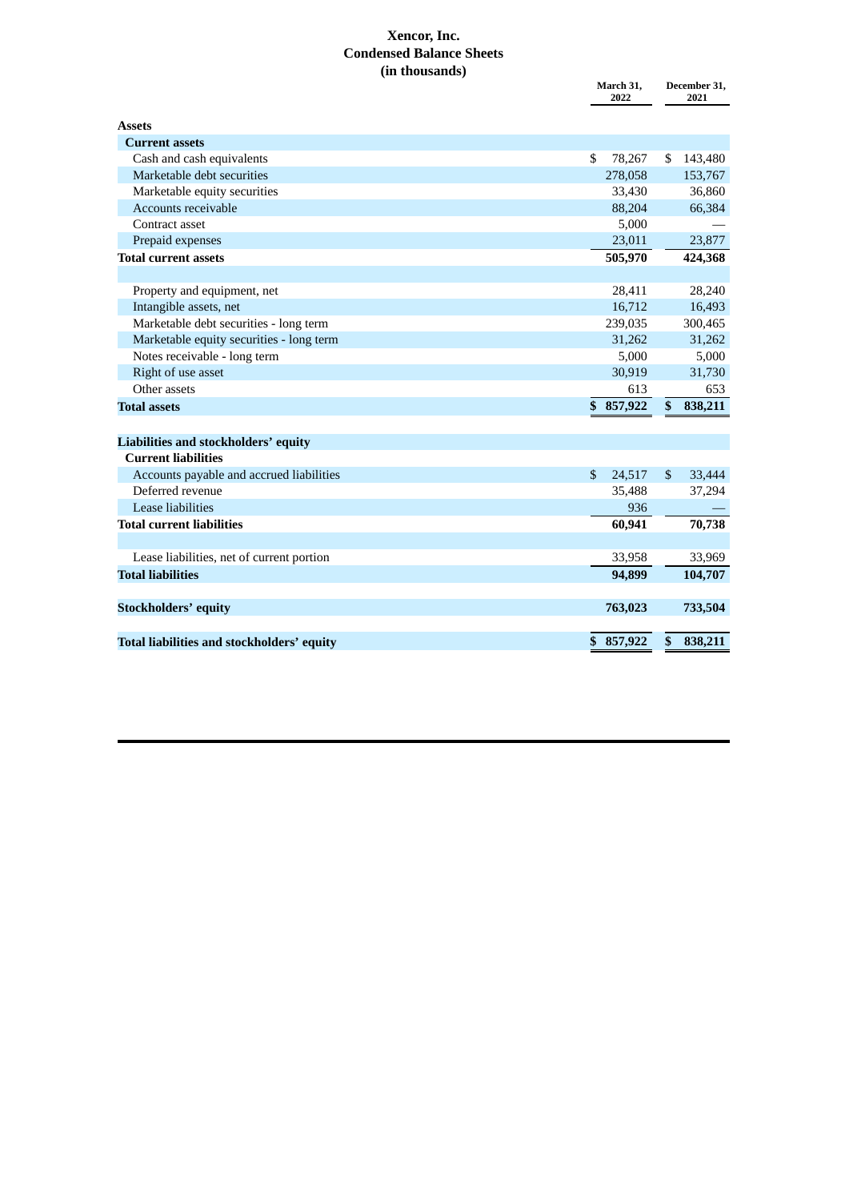# Xencor, Inc.
## Condensed Balance Sheets
### (in thousands)

| | March 31, 2022 | December 31, 2021 |
|---|---|---|
| **Assets** | | |
| **Current assets** | | |
| Cash and cash equivalents | $ 78,267 | $ 143,480 |
| Marketable debt securities | 278,058 | 153,767 |
| Marketable equity securities | 33,430 | 36,860 |
| Accounts receivable | 88,204 | 66,384 |
| Contract asset | 5,000 | — |
| Prepaid expenses | 23,011 | 23,877 |
| **Total current assets** | **505,970** | **424,368** |
| | | |
| Property and equipment, net | 28,411 | 28,240 |
| Intangible assets, net | 16,712 | 16,493 |
| Marketable debt securities - long term | 239,035 | 300,465 |
| Marketable equity securities - long term | 31,262 | 31,262 |
| Notes receivable - long term | 5,000 | 5,000 |
| Right of use asset | 30,919 | 31,730 |
| Other assets | 613 | 653 |
| **Total assets** | **$ 857,922** | **$ 838,211** |
| | | |
| **Liabilities and stockholders' equity** | | |
| **Current liabilities** | | |
| Accounts payable and accrued liabilities | $ 24,517 | $ 33,444 |
| Deferred revenue | 35,488 | 37,294 |
| Lease liabilities | 936 | — |
| **Total current liabilities** | **60,941** | **70,738** |
| | | |
| Lease liabilities, net of current portion | 33,958 | 33,969 |
| **Total liabilities** | **94,899** | **104,707** |
| | | |
| **Stockholders' equity** | **763,023** | **733,504** |
| | | |
| **Total liabilities and stockholders' equity** | **$ 857,922** | **$ 838,211** |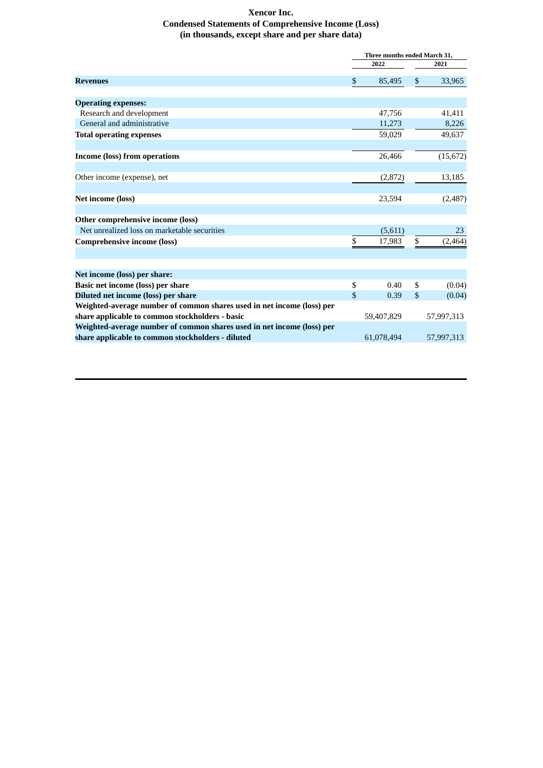# Xencor Inc.
## Condensed Statements of Comprehensive Income (Loss)
### (in thousands, except share and per share data)

| | Three months ended March 31, | |
|---|---|---|
| | 2022 | 2021 |
| **Revenues** | $ 85,495 | $ 33,965 |
| **Operating expenses:** | | |
| Research and development | 47,756 | 41,411 |
| General and administrative | 11,273 | 8,226 |
| **Total operating expenses** | 59,029 | 49,637 |
| **Income (loss) from operations** | 26,466 | (15,672) |
| Other income (expense), net | (2,872) | 13,185 |
| **Net income (loss)** | 23,594 | (2,487) |
| **Other comprehensive income (loss)** | | |
| Net unrealized loss on marketable securities | (5,611) | 23 |
| **Comprehensive income (loss)** | $ 17,983 | $ (2,464) |
| **Net income (loss) per share:** | | |
| **Basic net income (loss) per share** | $ 0.40 | $ (0.04) |
| **Diluted net income (loss) per share** | $ 0.39 | $ (0.04) |
| **Weighted-average number of common shares used in net income (loss) per share applicable to common stockholders - basic** | 59,407,829 | 57,997,313 |
| **Weighted-average number of common shares used in net income (loss) per share applicable to common stockholders - diluted** | 61,078,494 | 57,997,313 |